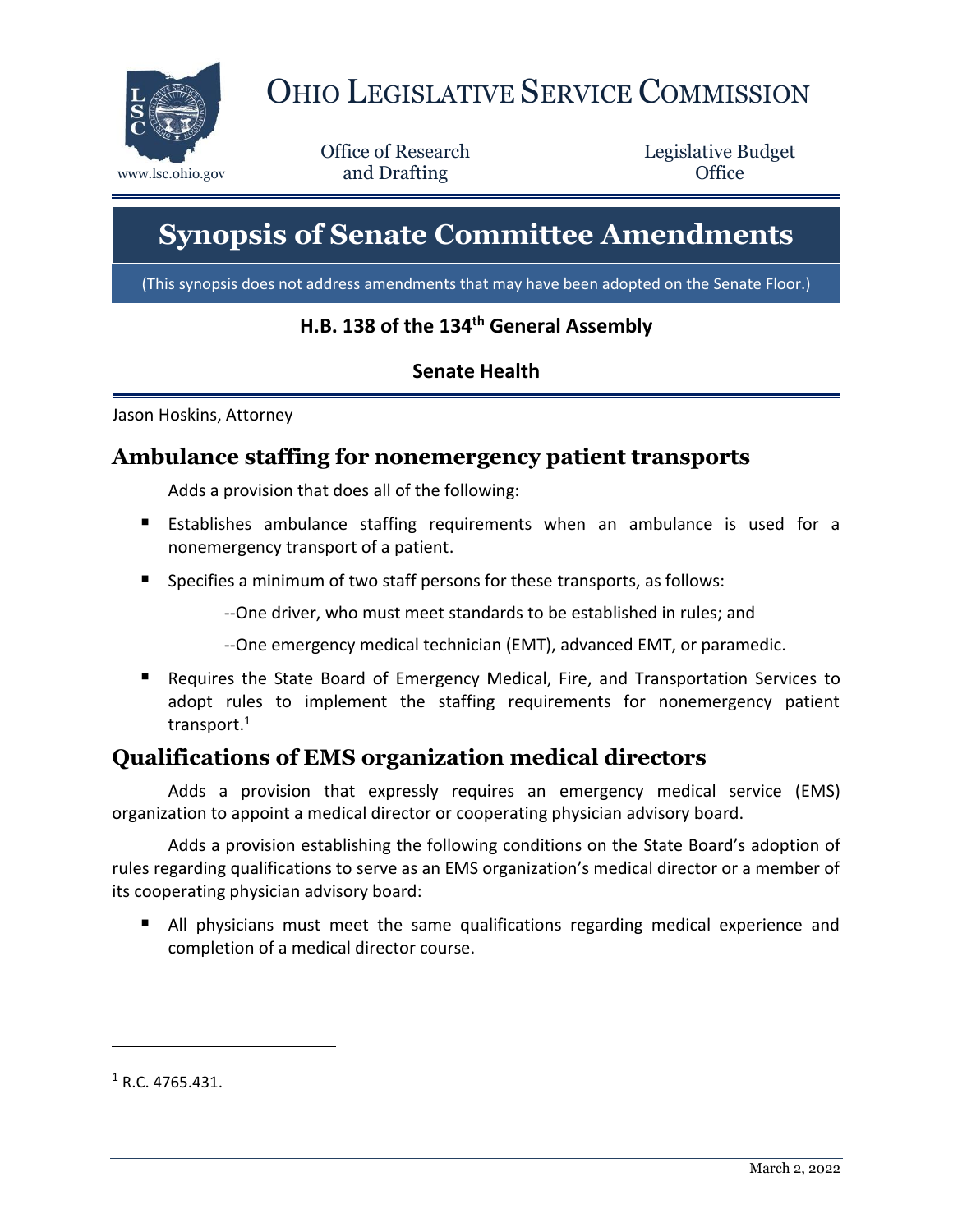# Ohio Legislative Service Commission

Office of Research and Drafting

Legislative Budget Office

www.lsc.ohio.gov

# Synopsis of Senate Committee Amendments

(This synopsis does not address amendments that may have been adopted on the Senate Floor.)

**H.B. 138 of the 134th General Assembly**

**Senate Health**

Jason Hoskins, Attorney

## Ambulance staffing for nonemergency patient transports

Adds a provision that does all of the following:

- Establishes ambulance staffing requirements when an ambulance is used for a nonemergency transport of a patient.
- Specifies a minimum of two staff persons for these transports, as follows:
  - --One driver, who must meet standards to be established in rules; and
  - --One emergency medical technician (EMT), advanced EMT, or paramedic.
- Requires the State Board of Emergency Medical, Fire, and Transportation Services to adopt rules to implement the staffing requirements for nonemergency patient transport.[1]

## Qualifications of EMS organization medical directors

Adds a provision that expressly requires an emergency medical service (EMS) organization to appoint a medical director or cooperating physician advisory board.

Adds a provision establishing the following conditions on the State Board's adoption of rules regarding qualifications to serve as an EMS organization's medical director or a member of its cooperating physician advisory board:

- All physicians must meet the same qualifications regarding medical experience and completion of a medical director course.

[1] R.C. 4765.431.

March 2, 2022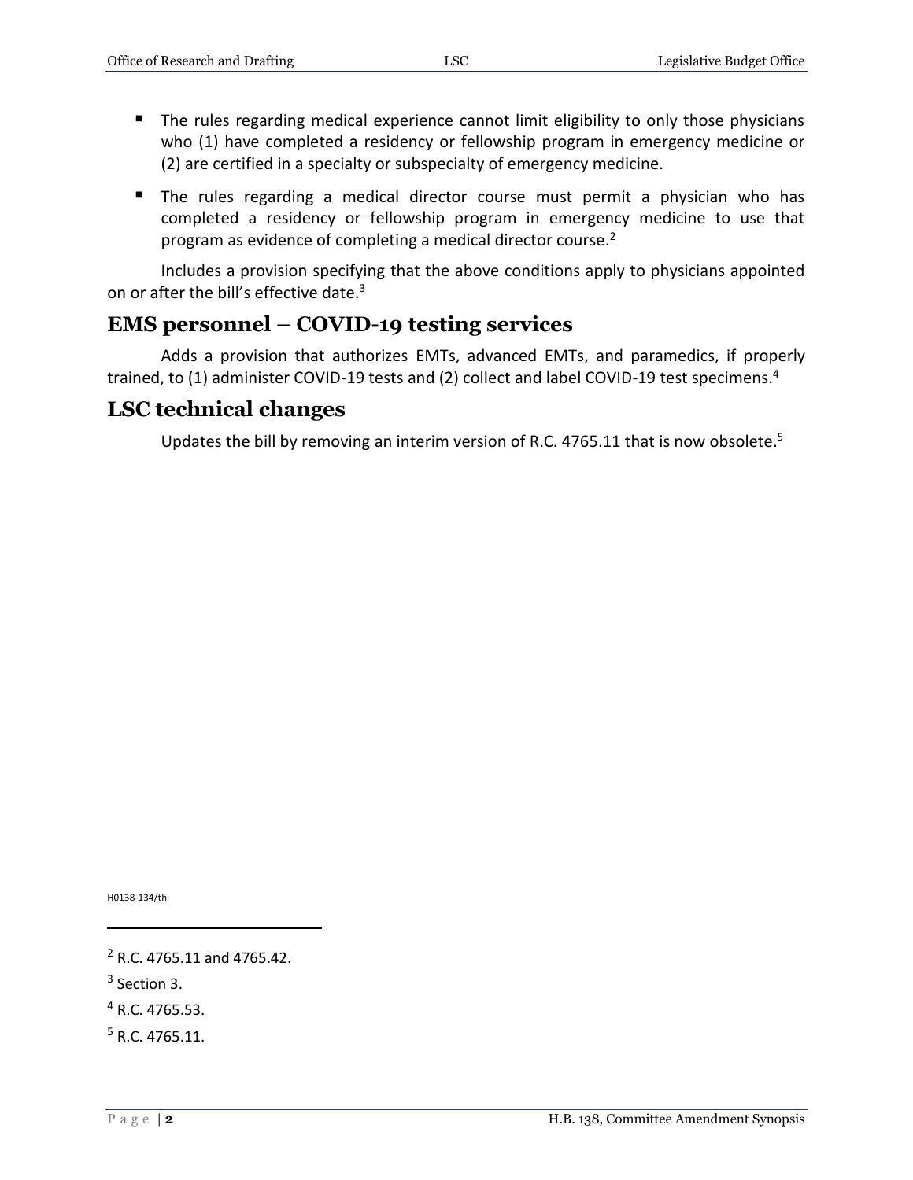- The rules regarding medical experience cannot limit eligibility to only those physicians who (1) have completed a residency or fellowship program in emergency medicine or (2) are certified in a specialty or subspecialty of emergency medicine.
- The rules regarding a medical director course must permit a physician who has completed a residency or fellowship program in emergency medicine to use that program as evidence of completing a medical director course.[2]

Includes a provision specifying that the above conditions apply to physicians appointed on or after the bill's effective date.[3]

## EMS personnel – COVID-19 testing services

Adds a provision that authorizes EMTs, advanced EMTs, and paramedics, if properly trained, to (1) administer COVID-19 tests and (2) collect and label COVID-19 test specimens.[4]

## LSC technical changes

Updates the bill by removing an interim version of R.C. 4765.11 that is now obsolete.[5]

H0138-134/th

---

[2] R.C. 4765.11 and 4765.42.

[3] Section 3.

[4] R.C. 4765.53.

[5] R.C. 4765.11.